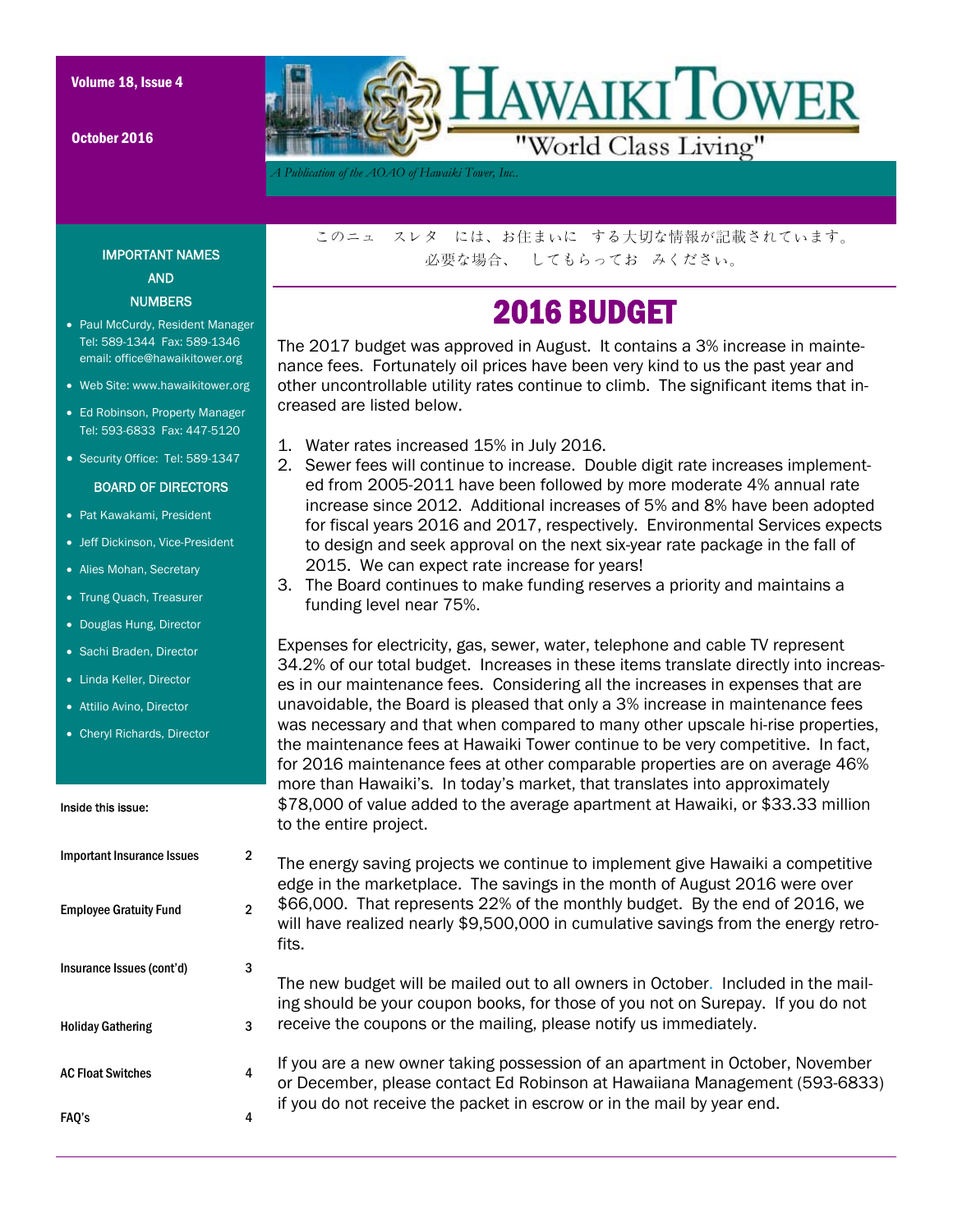# HAWAIKI TOWER

"World Class Living"

*A Publication of the AOAO of Hawaiki Tower, Inc..*

Volume 18, Issue 4

October 2016

### IMPORTANT NAMES AND NUMBERS

- Paul McCurdy, Resident Manager Tel: 589-1344 Fax: 589-1346 email: office@hawaikitower.org
- Web Site: www.hawaikitower.org
- Ed Robinson, Property Manager Tel: 593-6833 Fax: 447-5120
- Security Office: Tel: 589-1347

### BOARD OF DIRECTORS

- Pat Kawakami, President
- Jeff Dickinson, Vice-President
- Alies Mohan, Secretary
- Trung Quach, Treasurer
- Douglas Hung, Director
- Sachi Braden, Director
- Linda Keller, Director
- Attilio Avino, Director
- Cheryl Richards, Director

**Inside this issue:**

| | |
|---|---|
| Important Insurance Issues | 2 |
| Employee Gratuity Fund | 2 |
| Insurance Issues (cont'd) | 3 |
| Holiday Gathering | 3 |
| AC Float Switches | 4 |
| FAQ's | 4 |

このニュ　スレタ　には、お住まいに　する大切な情報が記載されています。
必要な場合、　してもらってお　みください。

## 2016 BUDGET

The 2017 budget was approved in August. It contains a 3% increase in maintenance fees. Fortunately oil prices have been very kind to us the past year and other uncontrollable utility rates continue to climb. The significant items that increased are listed below.

1. Water rates increased 15% in July 2016.
2. Sewer fees will continue to increase. Double digit rate increases implemented from 2005-2011 have been followed by more moderate 4% annual rate increase since 2012. Additional increases of 5% and 8% have been adopted for fiscal years 2016 and 2017, respectively. Environmental Services expects to design and seek approval on the next six-year rate package in the fall of 2015. We can expect rate increase for years!
3. The Board continues to make funding reserves a priority and maintains a funding level near 75%.

Expenses for electricity, gas, sewer, water, telephone and cable TV represent 34.2% of our total budget. Increases in these items translate directly into increases in our maintenance fees. Considering all the increases in expenses that are unavoidable, the Board is pleased that only a 3% increase in maintenance fees was necessary and that when compared to many other upscale hi-rise properties, the maintenance fees at Hawaiki Tower continue to be very competitive. In fact, for 2016 maintenance fees at other comparable properties are on average 46% more than Hawaiki's. In today's market, that translates into approximately $78,000 of value added to the average apartment at Hawaiki, or $33.33 million to the entire project.

The energy saving projects we continue to implement give Hawaiki a competitive edge in the marketplace. The savings in the month of August 2016 were over $66,000. That represents 22% of the monthly budget. By the end of 2016, we will have realized nearly $9,500,000 in cumulative savings from the energy retrofits.

The new budget will be mailed out to all owners in October. Included in the mailing should be your coupon books, for those of you not on Surepay. If you do not receive the coupons or the mailing, please notify us immediately.

If you are a new owner taking possession of an apartment in October, November or December, please contact Ed Robinson at Hawaiiana Management (593-6833) if you do not receive the packet in escrow or in the mail by year end.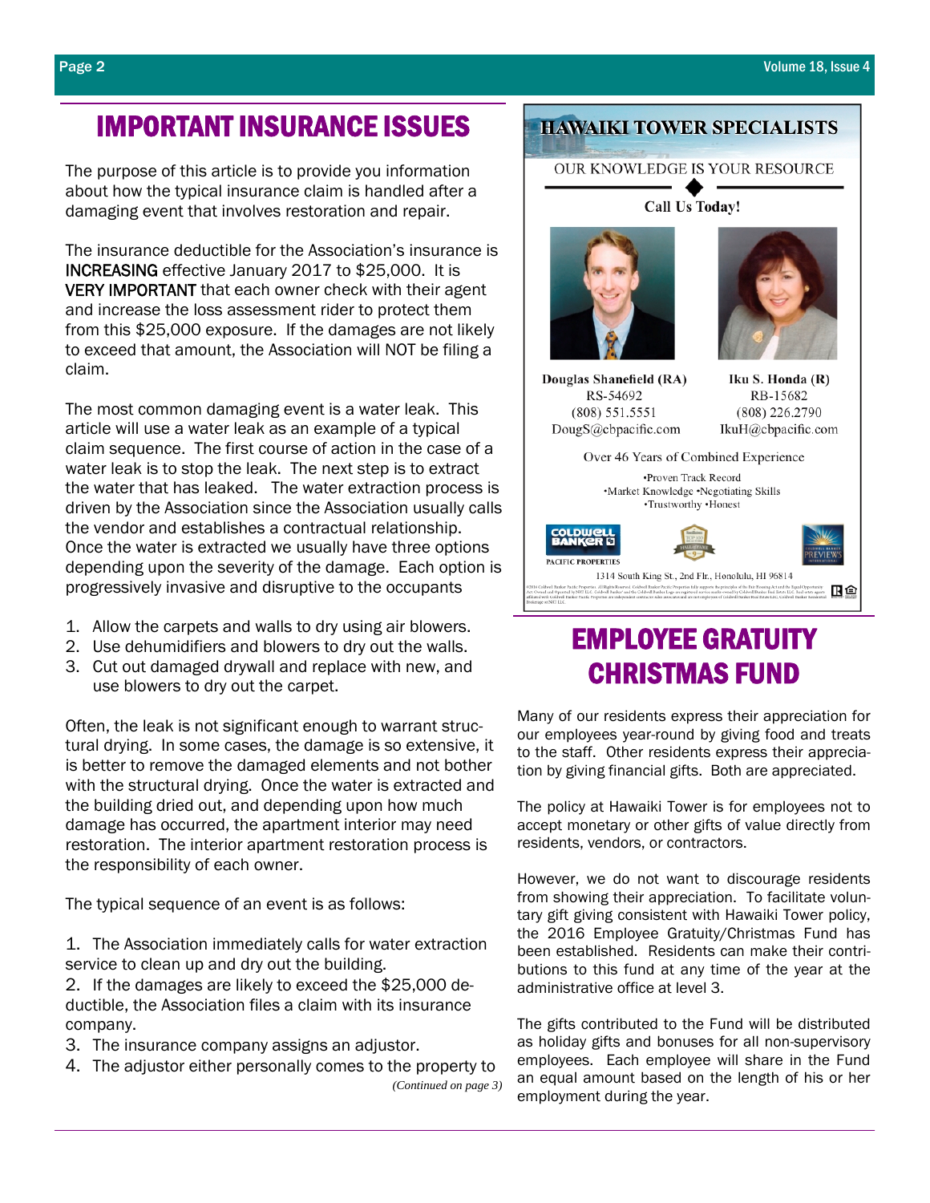# IMPORTANT INSURANCE ISSUES

The purpose of this article is to provide you information about how the typical insurance claim is handled after a damaging event that involves restoration and repair.

The insurance deductible for the Association's insurance is INCREASING effective January 2017 to $25,000. It is VERY IMPORTANT that each owner check with their agent and increase the loss assessment rider to protect them from this $25,000 exposure. If the damages are not likely to exceed that amount, the Association will NOT be filing a claim.

The most common damaging event is a water leak. This article will use a water leak as an example of a typical claim sequence. The first course of action in the case of a water leak is to stop the leak. The next step is to extract the water that has leaked. The water extraction process is driven by the Association since the Association usually calls the vendor and establishes a contractual relationship. Once the water is extracted we usually have three options depending upon the severity of the damage. Each option is progressively invasive and disruptive to the occupants

1. Allow the carpets and walls to dry using air blowers.
2. Use dehumidifiers and blowers to dry out the walls.
3. Cut out damaged drywall and replace with new, and use blowers to dry out the carpet.

Often, the leak is not significant enough to warrant structural drying. In some cases, the damage is so extensive, it is better to remove the damaged elements and not bother with the structural drying. Once the water is extracted and the building dried out, and depending upon how much damage has occurred, the apartment interior may need restoration. The interior apartment restoration process is the responsibility of each owner.

The typical sequence of an event is as follows:

1. The Association immediately calls for water extraction service to clean up and dry out the building.
2. If the damages are likely to exceed the $25,000 deductible, the Association files a claim with its insurance company.
3. The insurance company assigns an adjustor.
4. The adjustor either personally comes to the property to

*(Continued on page 3)*

## HAWAIKI TOWER SPECIALISTS

OUR KNOWLEDGE IS YOUR RESOURCE

**Call Us Today!**

**Douglas Shanefield (RA)**
RS-54692
(808) 551.5551
DougS@cbpacific.com

**Iku S. Honda (R)**
RB-15682
(808) 226.2790
IkuH@cbpacific.com

Over 46 Years of Combined Experience

•Proven Track Record
•Market Knowledge •Negotiating Skills
•Trustworthy •Honest

Coldwell Banker Pacific Properties

1314 South King St., 2nd Flr., Honolulu, HI 96814

# EMPLOYEE GRATUITY CHRISTMAS FUND

Many of our residents express their appreciation for our employees year-round by giving food and treats to the staff. Other residents express their appreciation by giving financial gifts. Both are appreciated.

The policy at Hawaiki Tower is for employees not to accept monetary or other gifts of value directly from residents, vendors, or contractors.

However, we do not want to discourage residents from showing their appreciation. To facilitate voluntary gift giving consistent with Hawaiki Tower policy, the 2016 Employee Gratuity/Christmas Fund has been established. Residents can make their contributions to this fund at any time of the year at the administrative office at level 3.

The gifts contributed to the Fund will be distributed as holiday gifts and bonuses for all non-supervisory employees. Each employee will share in the Fund an equal amount based on the length of his or her employment during the year.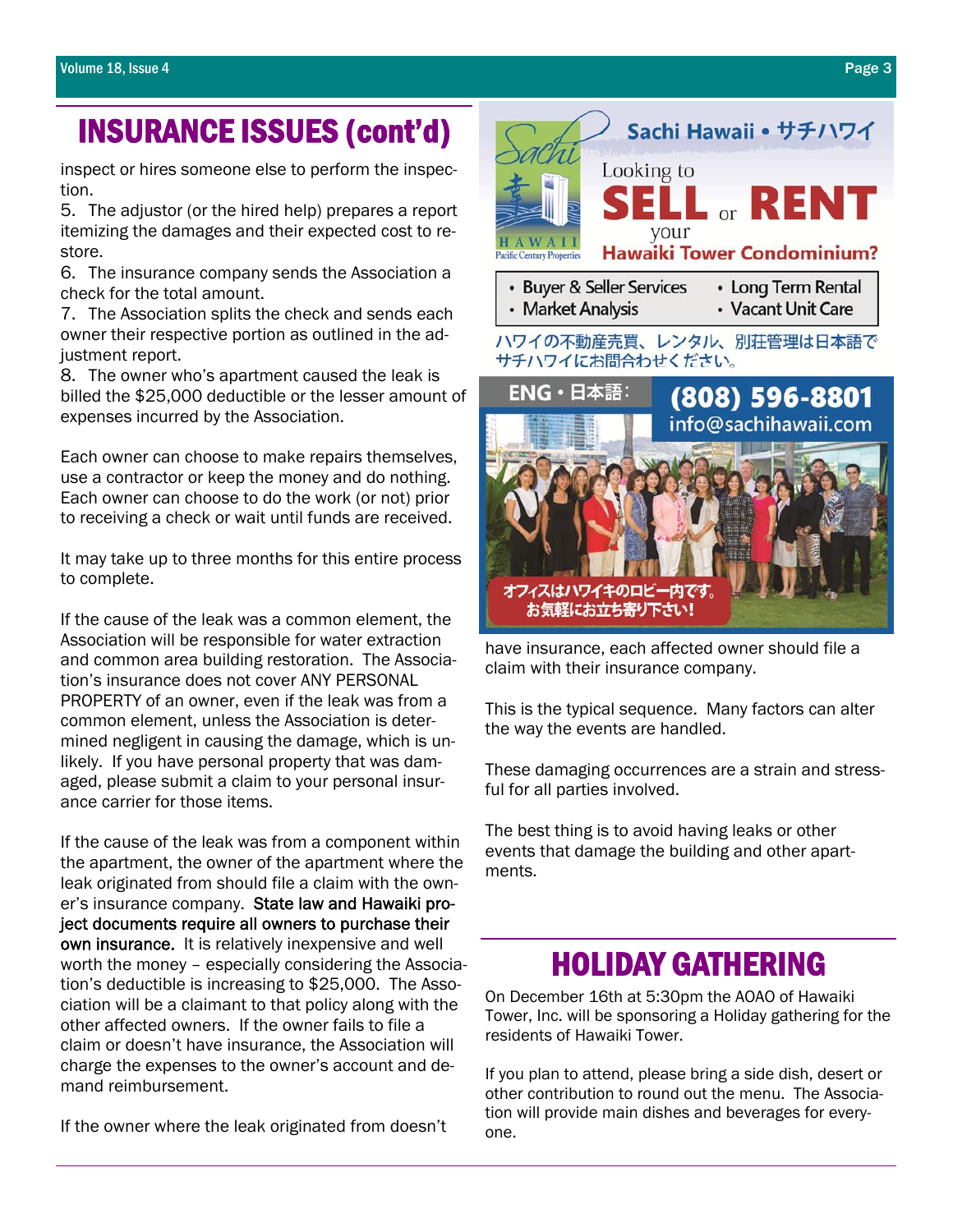# INSURANCE ISSUES (cont'd)

inspect or hires someone else to perform the inspection.

5. The adjustor (or the hired help) prepares a report itemizing the damages and their expected cost to restore.
6. The insurance company sends the Association a check for the total amount.
7. The Association splits the check and sends each owner their respective portion as outlined in the adjustment report.
8. The owner who's apartment caused the leak is billed the $25,000 deductible or the lesser amount of expenses incurred by the Association.

Each owner can choose to make repairs themselves, use a contractor or keep the money and do nothing. Each owner can choose to do the work (or not) prior to receiving a check or wait until funds are received.

It may take up to three months for this entire process to complete.

If the cause of the leak was a common element, the Association will be responsible for water extraction and common area building restoration. The Association's insurance does not cover ANY PERSONAL PROPERTY of an owner, even if the leak was from a common element, unless the Association is determined negligent in causing the damage, which is unlikely. If you have personal property that was damaged, please submit a claim to your personal insurance carrier for those items.

If the cause of the leak was from a component within the apartment, the owner of the apartment where the leak originated from should file a claim with the owner's insurance company. **State law and Hawaiki project documents require all owners to purchase their own insurance.** It is relatively inexpensive and well worth the money – especially considering the Association's deductible is increasing to $25,000. The Association will be a claimant to that policy along with the other affected owners. If the owner fails to file a claim or doesn't have insurance, the Association will charge the expenses to the owner's account and demand reimbursement.

If the owner where the leak originated from doesn't have insurance, each affected owner should file a claim with their insurance company.

This is the typical sequence. Many factors can alter the way the events are handled.

These damaging occurrences are a strain and stressful for all parties involved.

The best thing is to avoid having leaks or other events that damage the building and other apartments.

**Sachi Hawaii • サチハワイ**

Looking to **SELL** or **RENT** your **Hawaiki Tower Condominium?**

- Buyer & Seller Services
- Market Analysis
- Long Term Rental
- Vacant Unit Care

ハワイの不動産売買、レンタル、別荘管理は日本語でサチハワイにお問合わせください。

ENG • 日本語: **(808) 596-8801**
info@sachihawaii.com

オフィスはハワイキのロビー内です。お気軽にお立ち寄り下さい!

# HOLIDAY GATHERING

On December 16th at 5:30pm the AOAO of Hawaiki Tower, Inc. will be sponsoring a Holiday gathering for the residents of Hawaiki Tower.

If you plan to attend, please bring a side dish, desert or other contribution to round out the menu. The Association will provide main dishes and beverages for everyone.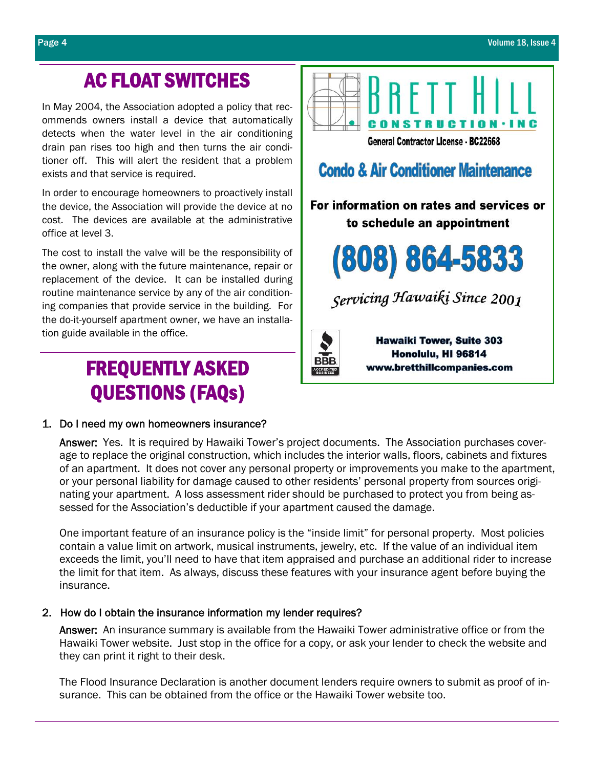## AC FLOAT SWITCHES

In May 2004, the Association adopted a policy that recommends owners install a device that automatically detects when the water level in the air conditioning drain pan rises too high and then turns the air conditioner off. This will alert the resident that a problem exists and that service is required.

In order to encourage homeowners to proactively install the device, the Association will provide the device at no cost. The devices are available at the administrative office at level 3.

The cost to install the valve will be the responsibility of the owner, along with the future maintenance, repair or replacement of the device. It can be installed during routine maintenance service by any of the air conditioning companies that provide service in the building. For the do-it-yourself apartment owner, we have an installation guide available in the office.

BRETT HILL
CONSTRUCTION • INC
General Contractor License - BC22668

**Condo & Air Conditioner Maintenance**

**For information on rates and services or to schedule an appointment**

**(808) 864-5833**

*Servicing Hawaiki Since 2001*

BBB ACCREDITED BUSINESS

**Hawaiki Tower, Suite 303**
**Honolulu, HI 96814**
**www.bretthillcompanies.com**

## FREQUENTLY ASKED QUESTIONS (FAQs)

1. Do I need my own homeowners insurance?

   Answer: Yes. It is required by Hawaiki Tower's project documents. The Association purchases coverage to replace the original construction, which includes the interior walls, floors, cabinets and fixtures of an apartment. It does not cover any personal property or improvements you make to the apartment, or your personal liability for damage caused to other residents' personal property from sources originating your apartment. A loss assessment rider should be purchased to protect you from being assessed for the Association's deductible if your apartment caused the damage.

   One important feature of an insurance policy is the "inside limit" for personal property. Most policies contain a value limit on artwork, musical instruments, jewelry, etc. If the value of an individual item exceeds the limit, you'll need to have that item appraised and purchase an additional rider to increase the limit for that item. As always, discuss these features with your insurance agent before buying the insurance.

2. How do I obtain the insurance information my lender requires?

   Answer: An insurance summary is available from the Hawaiki Tower administrative office or from the Hawaiki Tower website. Just stop in the office for a copy, or ask your lender to check the website and they can print it right to their desk.

   The Flood Insurance Declaration is another document lenders require owners to submit as proof of insurance. This can be obtained from the office or the Hawaiki Tower website too.